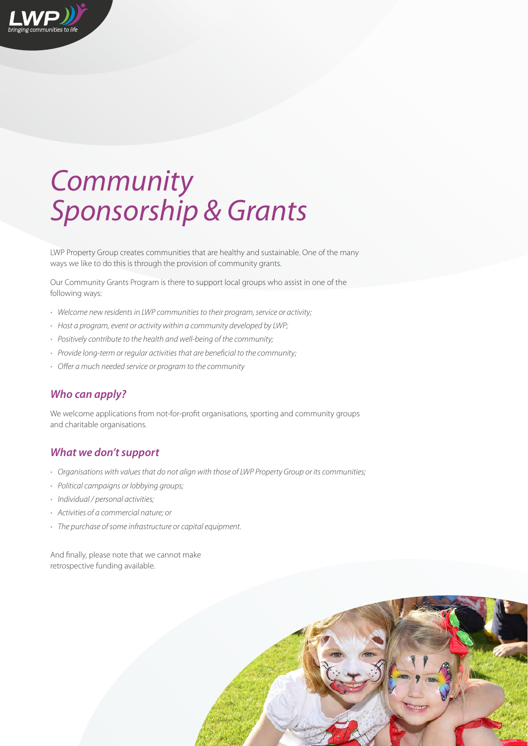# *Community Sponsorship & Grants*

LWP Property Group creates communities that are healthy and sustainable. One of the many ways we like to do this is through the provision of community grants.

Our Community Grants Program is there to support local groups who assist in one of the following ways:

- *Welcome new residents in LWP communities to their program, service or activity;*
- *Host a program, event or activity within a community developed by LWP;*
- *Positively contribute to the health and well-being of the community;*
- *Provide long-term or regular activities that are beneficial to the community;*
- *Offer a much needed service or program to the community*

## *Who can apply?*

We welcome applications from not-for-profit organisations, sporting and community groups and charitable organisations.

## *What we don't support*

- *Organisations with values that do not align with those of LWP Property Group or its communities;*
- *Political campaigns or lobbying groups;*
- *Individual / personal activities;*
- *Activities of a commercial nature; or*
- *The purchase of some infrastructure or capital equipment.*

And finally, please note that we cannot make retrospective funding available.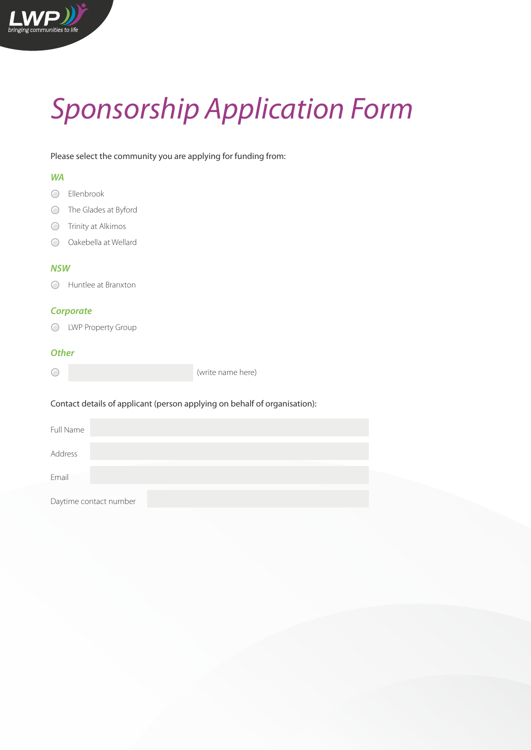# Sponsorship Application Form

Please select the community you are applying for funding from:

### *WA*

- ○ Ellenbrook
- ○ The Glades at Byford
- ○ Trinity at Alkimos
- ○ Oakebella at Wellard

### *NSW*

- ○ Huntlee at Branxton

### *Corporate*

- ○ LWP Property Group

### *Other*

- ○ ____________ (write name here)

Contact details of applicant (person applying on behalf of organisation):

Full Name ____________

Address ____________

Email ____________

Daytime contact number ____________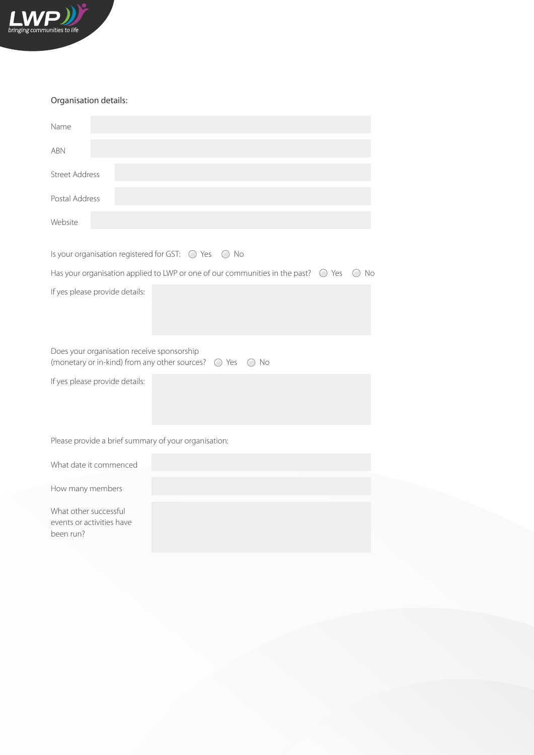## Organisation details:

Name

ABN

Street Address

Postal Address

Website

Is your organisation registered for GST: ◯ Yes ◯ No

Has your organisation applied to LWP or one of our communities in the past? ◯ Yes ◯ No

If yes please provide details:

Does your organisation receive sponsorship (monetary or in-kind) from any other sources? ◯ Yes ◯ No

If yes please provide details:

Please provide a brief summary of your organisation:

What date it commenced

How many members

What other successful events or activities have been run?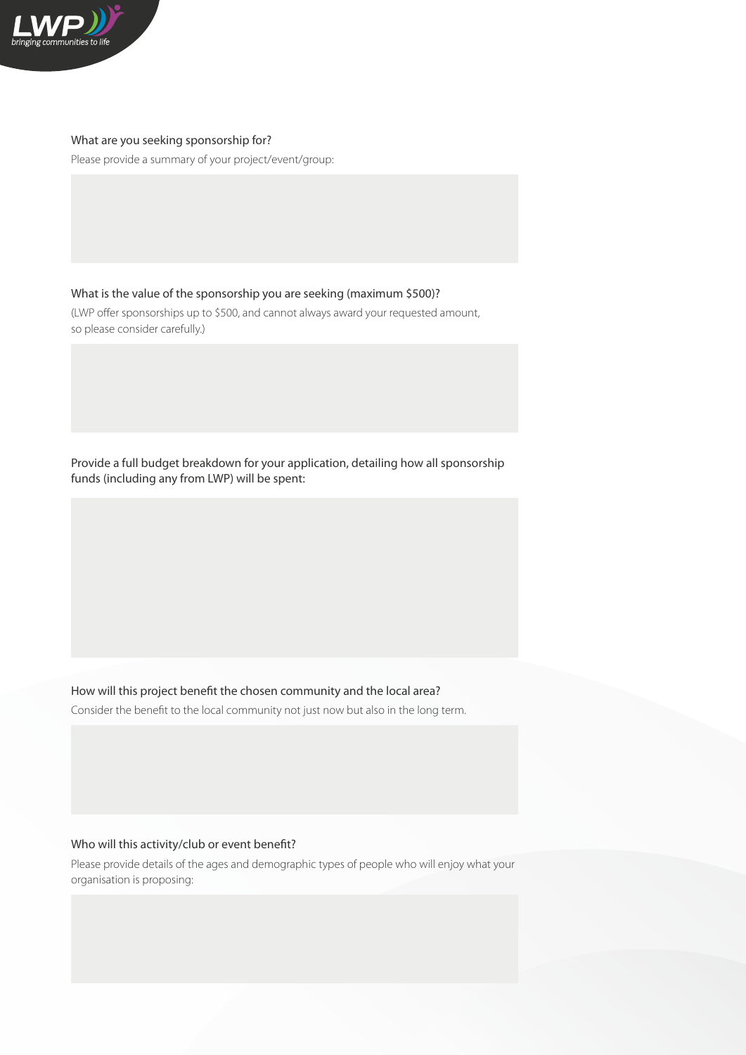What are you seeking sponsorship for?

Please provide a summary of your project/event/group:

What is the value of the sponsorship you are seeking (maximum $500)?

(LWP offer sponsorships up to $500, and cannot always award your requested amount, so please consider carefully.)

Provide a full budget breakdown for your application, detailing how all sponsorship funds (including any from LWP) will be spent:

How will this project benefit the chosen community and the local area?

Consider the benefit to the local community not just now but also in the long term.

Who will this activity/club or event benefit?

Please provide details of the ages and demographic types of people who will enjoy what your organisation is proposing: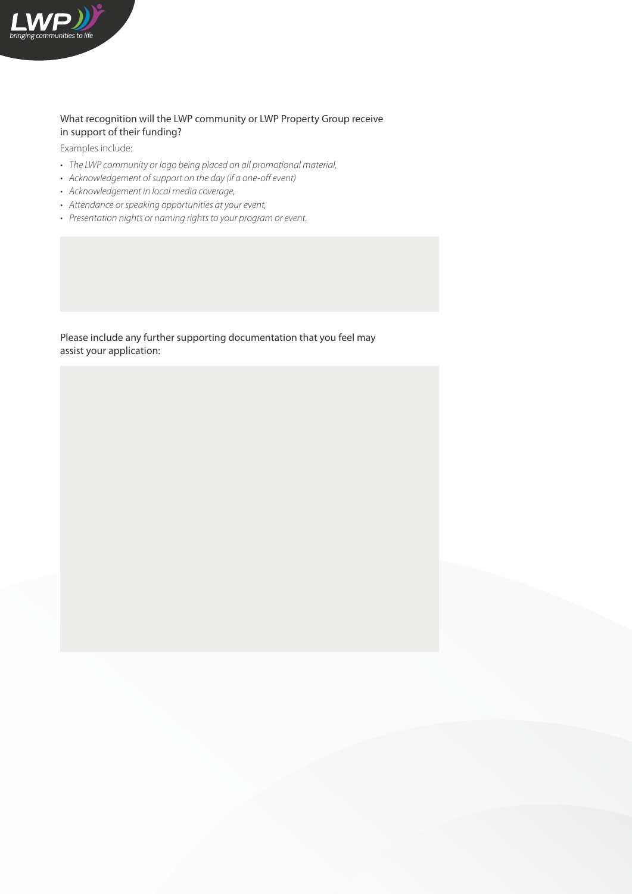What recognition will the LWP community or LWP Property Group receive in support of their funding?

Examples include:

- *The LWP community or logo being placed on all promotional material,*
- *Acknowledgement of support on the day (if a one-off event)*
- *Acknowledgement in local media coverage,*
- *Attendance or speaking opportunities at your event,*
- *Presentation nights or naming rights to your program or event.*

Please include any further supporting documentation that you feel may assist your application: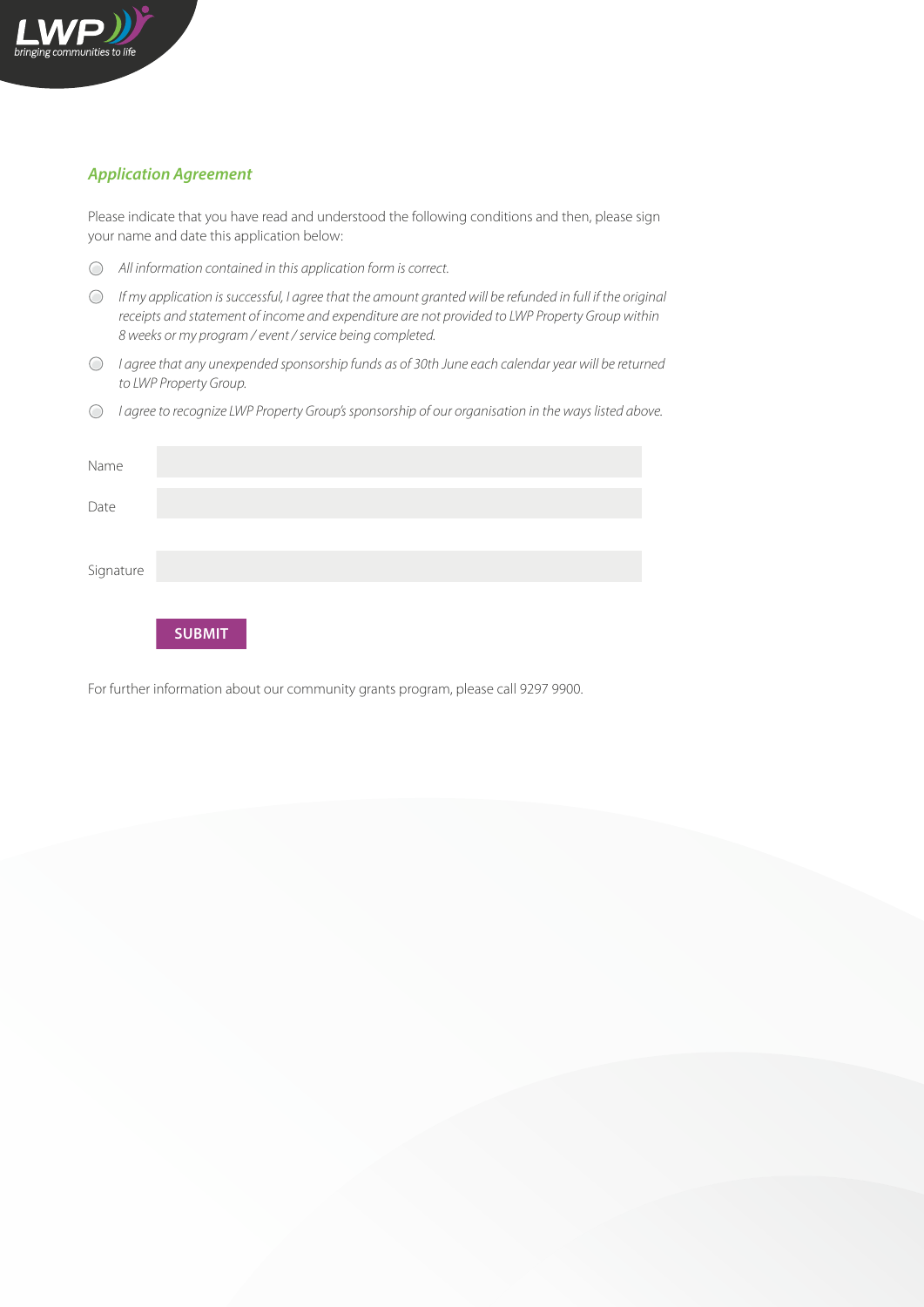### *Application Agreement*

Please indicate that you have read and understood the following conditions and then, please sign your name and date this application below:

- *All information contained in this application form is correct.*
- *If my application is successful, I agree that the amount granted will be refunded in full if the original receipts and statement of income and expenditure are not provided to LWP Property Group within 8 weeks or my program / event / service being completed.*
- *I agree that any unexpended sponsorship funds as of 30th June each calendar year will be returned to LWP Property Group.*
- *I agree to recognize LWP Property Group's sponsorship of our organisation in the ways listed above.*

Name

Date

Signature

**SUBMIT**

For further information about our community grants program, please call 9297 9900.